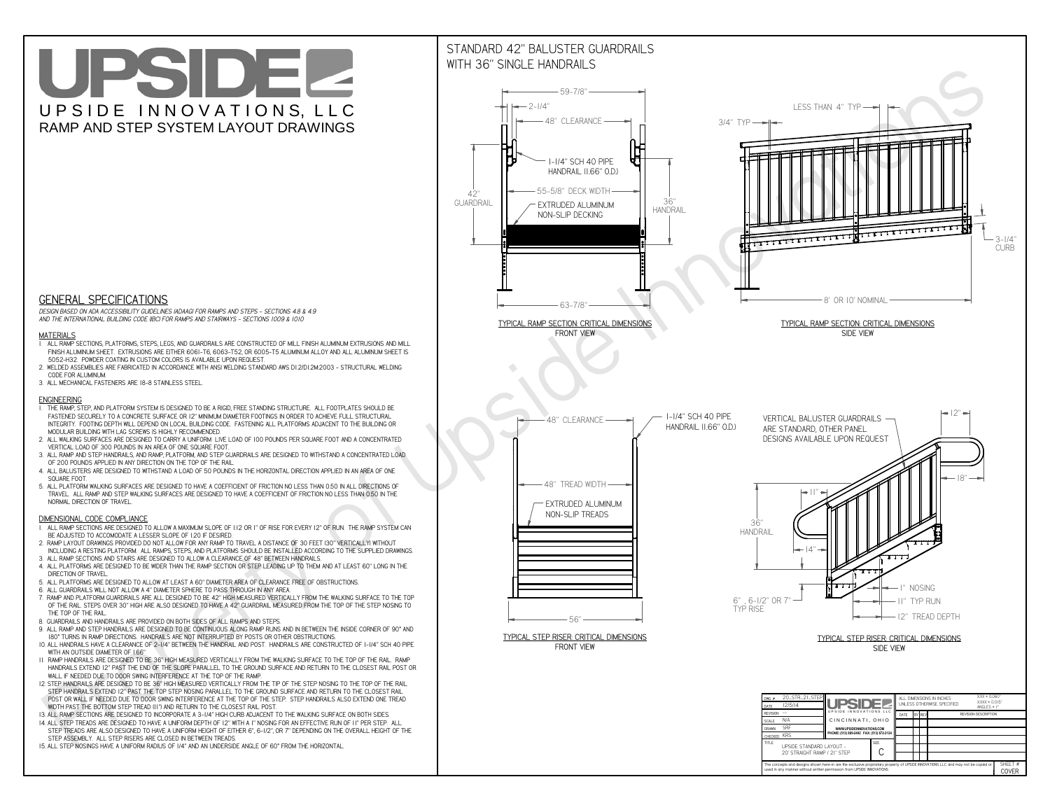# UPSIDE

UPSIDE INNOVATIONS, LLC

RAMP AND STEP SYSTEM LAYOUT DRAWINGS

## GENERAL SPECIFICATIONS

*DESIGN BASED ON ADA ACCESSIBILITY GUIDELINES (ADAAG) FOR RAMPS AND STEPS - SECTIONS 4.8 & 4.9 AND THE INTERNATIONAL BUILDING CODE (IBC) FOR RAMPS AND STAIRWAYS - SECTIONS 1009 & 1010*

### MATERIALS

1. ALL RAMP SECTIONS, PLATFORMS, STEPS, LEGS, AND GUARDRAILS ARE CONSTRUCTED OF MILL FINISH ALUMINUM EXTRUSIONS AND MILL FINISH ALUMINUM SHEET. EXTRUSIONS ARE EITHER 6061-T6, 6063-T52, OR 6005-T5 ALUMINUM ALLOY AND ALL ALUMINUM SHEET IS 5052-H32. POWDER COATING IN CUSTOM COLORS IS AVAILABLE UPON REQUEST.
2. WELDED ASSEMBLIES ARE FABRICATED IN ACCORDANCE WITH ANSI WELDING STANDARD AWS D1.2/D1.2M:2003 - STRUCTURAL WELDING CODE FOR ALUMINUM.
3. ALL MECHANICAL FASTENERS ARE 18-8 STAINLESS STEEL.

### ENGINEERING

1. THE RAMP, STEP, AND PLATFORM SYSTEM IS DESIGNED TO BE A RIGID, FREE STANDING STRUCTURE. ALL FOOTPLATES SHOULD BE FASTENED SECURELY TO A CONCRETE SURFACE OR 12" MINIMUM DIAMETER FOOTINGS IN ORDER TO ACHIEVE FULL STRUCTURAL INTEGRITY. FOOTING DEPTH WILL DEPEND ON LOCAL BUILDING CODE. FASTENING ALL PLATFORMS ADJACENT TO THE BUILDING OR MODULAR BUILDING WITH LAG SCREWS IS HIGHLY RECOMMENDED.
2. ALL WALKING SURFACES ARE DESIGNED TO CARRY A UNIFORM LIVE LOAD OF 100 POUNDS PER SQUARE FOOT AND A CONCENTRATED VERTICAL LOAD OF 300 POUNDS IN AN AREA OF ONE SQUARE FOOT.
3. ALL RAMP AND STEP HANDRAILS, AND RAMP, PLATFORM, AND STEP GUARDRAILS ARE DESIGNED TO WITHSTAND A CONCENTRATED LOAD OF 200 POUNDS APPLIED IN ANY DIRECTION ON THE TOP OF THE RAIL.
4. ALL BALUSTERS ARE DESIGNED TO WITHSTAND A LOAD OF 50 POUNDS IN THE HORIZONTAL DIRECTION APPLIED IN AN AREA OF ONE SQUARE FOOT.
5. ALL PLATFORM WALKING SURFACES ARE DESIGNED TO HAVE A COEFFICIENT OF FRICTION NO LESS THAN 0.50 IN ALL DIRECTIONS OF TRAVEL. ALL RAMP AND STEP WALKING SURFACES ARE DESIGNED TO HAVE A COEFFICIENT OF FRICTION NO LESS THAN 0.50 IN THE NORMAL DIRECTION OF TRAVEL.

### DIMENSIONAL CODE COMPLIANCE

1. ALL RAMP SECTIONS ARE DESIGNED TO ALLOW A MAXIMUM SLOPE OF 1:12 OR 1" OF RISE FOR EVERY 12" OF RUN. THE RAMP SYSTEM CAN BE ADJUSTED TO ACCOMODATE A LESSER SLOPE OF 1:20 IF DESIRED.
2. RAMP LAYOUT DRAWINGS PROVIDED DO NOT ALLOW FOR ANY RAMP TO TRAVEL A DISTANCE OF 30 FEET (30" VERTICALLY) WITHOUT INCLUDING A RESTING PLATFORM. ALL RAMPS, STEPS, AND PLATFORMS SHOULD BE INSTALLED ACCORDING TO THE SUPPLIED DRAWINGS.
3. ALL RAMP SECTIONS AND STAIRS ARE DESIGNED TO ALLOW A CLEARANCE OF 48" BETWEEN HANDRAILS.
4. ALL PLATFORMS ARE DESIGNED TO BE WIDER THAN THE RAMP SECTION OR STEP LEADING UP TO THEM AND AT LEAST 60" LONG IN THE DIRECTION OF TRAVEL.
5. ALL PLATFORMS ARE DESIGNED TO ALLOW AT LEAST A 60" DIAMETER AREA OF CLEARANCE FREE OF OBSTRUCTIONS.
6. ALL GUARDRAILS WILL NOT ALLOW A 4" DIAMETER SPHERE TO PASS THROUGH IN ANY AREA.
7. RAMP AND PLATFORM GUARDRAILS ARE ALL DESIGNED TO BE 42" HIGH MEASURED VERTICALLY FROM THE WALKING SURFACE TO THE TOP OF THE RAIL. STEPS OVER 30" HIGH ARE ALSO DESIGNED TO HAVE A 42" GUARDRAIL MEASURED FROM THE TOP OF THE STEP NOSING TO THE TOP OF THE RAIL.
8. GUARDRAILS AND HANDRAILS ARE PROVIDED ON BOTH SIDES OF ALL RAMPS AND STEPS.
9. ALL RAMP AND STEP HANDRAILS ARE DESIGNED TO BE CONTINUOUS ALONG RAMP RUNS AND IN BETWEEN THE INSIDE CORNER OF 90° AND 180° TURNS IN RAMP DIRECTIONS. HANDRAILS ARE NOT INTERRUPTED BY POSTS OR OTHER OBSTRUCTIONS.
10. ALL HANDRAILS HAVE A CLEARANCE OF 2-1/4" BETWEEN THE HANDRAIL AND POST. HANDRAILS ARE CONSTRUCTED OF 1-1/4" SCH 40 PIPE WITH AN OUTSIDE DIAMETER OF 1.66"
11. RAMP HANDRAILS ARE DESIGNED TO BE 36" HIGH MEASURED VERTICALLY FROM THE WALKING SURFACE TO THE TOP OF THE RAIL. RAMP HANDRAILS EXTEND 12" PAST THE END OF THE SLOPE PARALLEL TO THE GROUND SURFACE AND RETURN TO THE CLOSEST RAIL POST OR WALL IF NEEDED DUE TO DOOR SWING INTERFERENCE AT THE TOP OF THE RAMP.
12. STEP HANDRAILS ARE DESIGNED TO BE 36" HIGH MEASURED VERTICALLY FROM THE TIP OF THE STEP NOSING TO THE TOP OF THE RAIL. STEP HANDRAILS EXTEND 12" PAST THE TOP STEP NOSING PARALLEL TO THE GROUND SURFACE AND RETURN TO THE CLOSEST RAIL POST OR WALL IF NEEDED DUE TO DOOR SWING INTERFERENCE AT THE TOP OF THE STEP. STEP HANDRAILS ALSO EXTEND ONE TREAD WIDTH PAST THE BOTTOM STEP TREAD (11") AND RETURN TO THE CLOSEST RAIL POST.
13. ALL RAMP SECTIONS ARE DESIGNED TO INCORPORATE A 3-1/4" HIGH CURB ADJACENT TO THE WALKING SURFACE ON BOTH SIDES.
14. ALL STEP TREADS ARE DESIGNED TO HAVE A UNIFORM DEPTH OF 12" WITH A 1" NOSING FOR AN EFFECTIVE RUN OF 11" PER STEP. ALL STEP TREADS ARE ALSO DESIGNED TO HAVE A UNIFORM HEIGHT OF EITHER 6", 6-1/2", OR 7" DEPENDING ON THE OVERALL HEIGHT OF THE STEP ASSEMBLY. ALL STEP RISERS ARE CLOSED IN BETWEEN TREADS.
15. ALL STEP NOSINGS HAVE A UNIFORM RADIUS OF 1/4" AND AN UNDERSIDE ANGLE OF 60° FROM THE HORIZONTAL.

## STANDARD 42" BALUSTER GUARDRAILS WITH 36" SINGLE HANDRAILS

59-7/8" | 2-1/4" | 48" CLEARANCE | 1-1/4" SCH 40 PIPE HANDRAIL (1.66" O.D.) | 42" GUARDRAIL | 55-5/8" DECK WIDTH | 36" HANDRAIL | EXTRUDED ALUMINUM NON-SLIP DECKING | 63-7/8"

TYPICAL RAMP SECTION: CRITICAL DIMENSIONS
FRONT VIEW

LESS THAN 4" TYP | 3/4" TYP | 3-1/4" CURB | 8' OR 10' NOMINAL

TYPICAL RAMP SECTION: CRITICAL DIMENSIONS
SIDE VIEW

48" CLEARANCE | 1-1/4" SCH 40 PIPE HANDRAIL (1.66" O.D.) | 48" TREAD WIDTH | EXTRUDED ALUMINUM NON-SLIP TREADS | 56"

TYPICAL STEP RISER: CRITICAL DIMENSIONS
FRONT VIEW

VERTICAL BALUSTER GUARDRAILS ARE STANDARD, OTHER PANEL DESIGNS AVAILABLE UPON REQUEST | 12" | 18" | 11" | 36" HANDRAIL | 14" | 1" NOSING | 6", 6-1/2" OR 7" TYP RISE | 11" TYP RUN | 12" TREAD DEPTH

TYPICAL STEP RISER: CRITICAL DIMENSIONS
SIDE VIEW

| | | | |
|---|---|---|---|
| DWG # | 20_STR_21_STEP | UPSIDE INNOVATIONS LLC, CINCINNATI, OHIO, WWW.UPSIDEINNOVATIONS.COM, PHONE: (513) 889-2492 FAX: (513) 672-2124 | ALL DIMENSIONS IN INCHES UNLESS OTHERWISE SPECIFIED; X.XX ± 0.060"; X.XXX ± 0.015"; ANGLES ± 1° |
| DATE | 12/5/14 | | |
| REVISION | --- | | DATE / BY / REV / REVISION DESCRIPTION |
| SCALE | N/A | | |
| DRAWN | SRF | | |
| CHECKED | KRS | | |
| TITLE | UPSIDE STANDARD LAYOUT - 20' STRAIGHT RAMP / 21" STEP | SIZE: C | |

The concepts and designs shown here-in are the exclusive proprietary property of UPSIDE INNOVATIONS LLC and may not be copied or used in any manner without written permission from UPSIDE INNOVATIONS.

SHEET #: COVER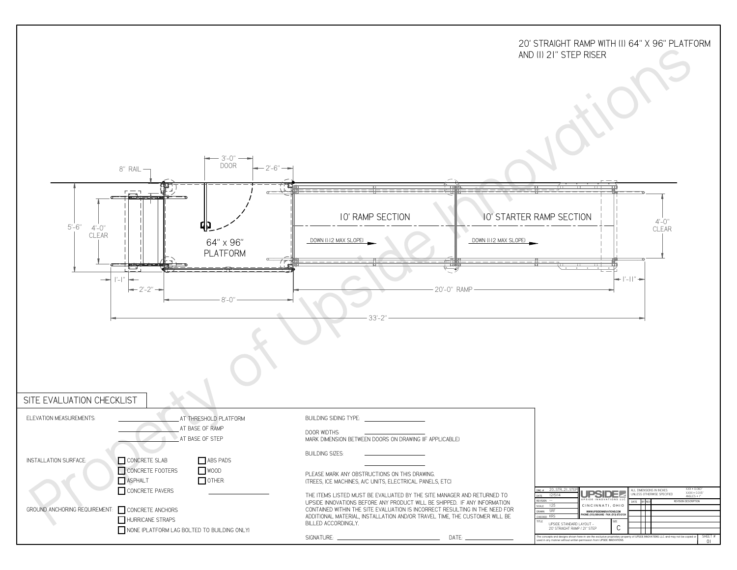# 20' STRAIGHT RAMP WITH (1) 64" X 96" PLATFORM AND (1) 21" STEP RISER

8" RAIL

3'-0"
DOOR

2'-6"

5'-6"

4'-0"
CLEAR

64" x 96"
PLATFORM

10' RAMP SECTION

DOWN (1:12 MAX SLOPE)

10' STARTER RAMP SECTION

DOWN (1:12 MAX SLOPE)

4'-0"
CLEAR

1'-1"

2'-2"

8'-0"

20'-0" RAMP

1'-11"

33'-2"

Property of Upside Innovations

## SITE EVALUATION CHECKLIST

ELEVATION MEASUREMENTS: ____________ AT THRESHOLD PLATFORM

____________ AT BASE OF RAMP

____________ AT BASE OF STEP

INSTALLATION SURFACE:

- ☐ CONCRETE SLAB
- ☐ CONCRETE FOOTERS
- ☐ ASPHALT
- ☐ CONCRETE PAVERS
- ☐ ABS PADS
- ☐ WOOD
- ☐ OTHER ____________

GROUND ANCHORING REQUIREMENT:

- ☐ CONCRETE ANCHORS
- ☐ HURRICANE STRAPS
- ☐ NONE (PLATFORM LAG BOLTED TO BUILDING ONLY)

BUILDING SIDING TYPE: ____________

DOOR WIDTHS: ____________
MARK DIMENSION BETWEEN DOORS ON DRAWING (IF APPLICABLE)

BUILDING SIZES: ____________

____________

PLEASE MARK ANY OBSTRUCTIONS ON THIS DRAWING.
(TREES, ICE MACHINES, A/C UNITS, ELECTRICAL PANELS, ETC)

THE ITEMS LISTED MUST BE EVALUATED BY THE SITE MANAGER AND RETURNED TO UPSIDE INNOVATIONS BEFORE ANY PRODUCT WILL BE SHIPPED. IF ANY INFORMATION CONTAINED WITHIN THE SITE EVALUATION IS INCORRECT RESULTING IN THE NEED FOR ADDITIONAL MATERIAL, INSTALLATION AND/OR TRAVEL TIME, THE CUSTOMER WILL BE BILLED ACCORDINGLY.

SIGNATURE: ____________________ DATE: ____________

| | |
|---|---|
| DWG # | 20_STR_21_STEP |
| DATE | 12/5/14 |
| REVISION | --- |
| SCALE | 1:25 |
| DRAWN | SRF |
| CHECKED | KRS |
| TITLE | UPSIDE STANDARD LAYOUT - 20' STRAIGHT RAMP / 21" STEP |
| SIZE | C |

UPSIDE INNOVATIONS LLC
CINCINNATI, OHIO
WWW.UPSIDEINNOVATIONS.COM
PHONE:(513) 889-2492 FAX:(513) 672-2124

ALL DIMENSIONS IN INCHES UNLESS OTHERWISE SPECIFIED
X.XX ± 0.060"
X.XXX ± 0.015"
ANGLES ± 1°

| DATE | BY | REV | REVISION DESCRIPTION |
|---|---|---|---|

The concepts and designs shown here-in are the exclusive proprietary property of UPSIDE INNOVATIONS LLC and may not be copied or used in any manner without written permission from UPSIDE INNOVATIONS.

SHEET # 01